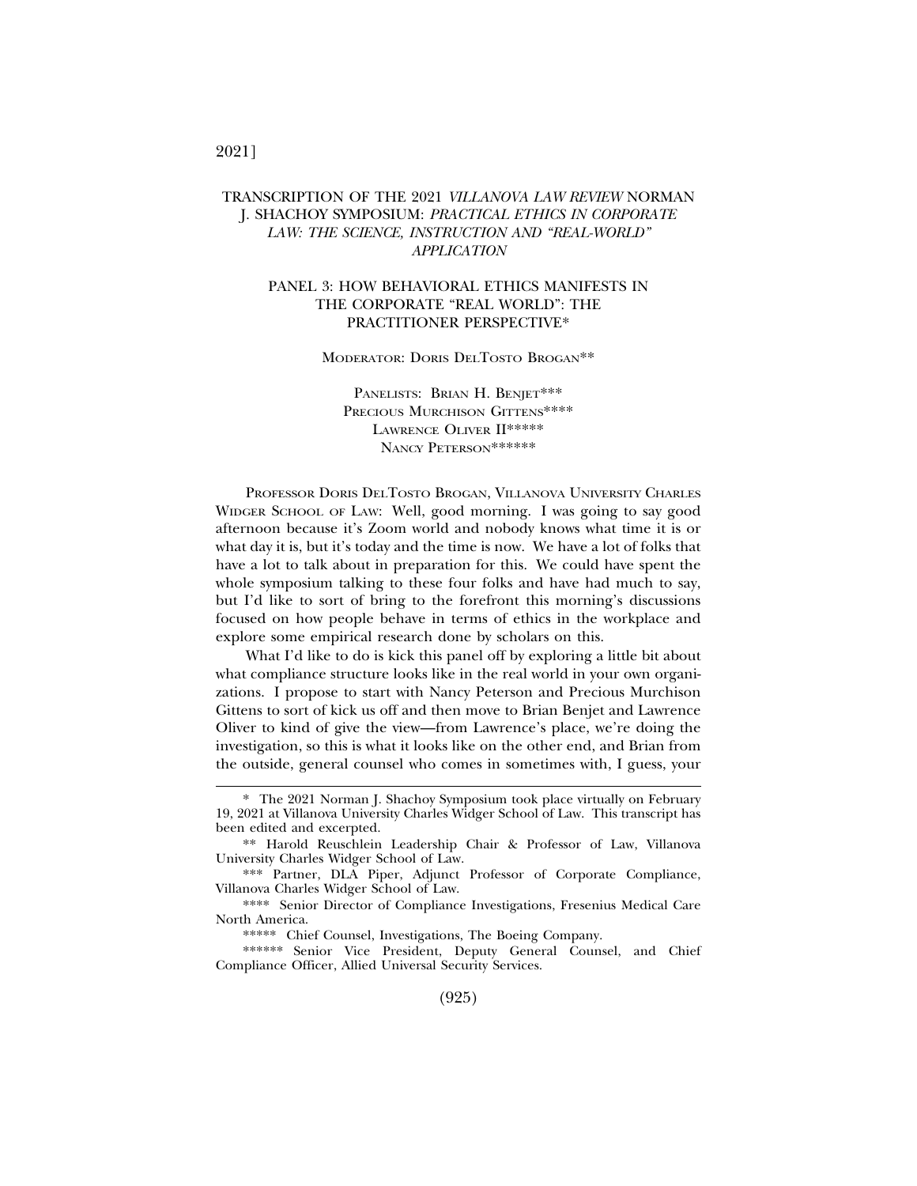# TRANSCRIPTION OF THE 2021 *VILLANOVA LAW REVIEW* NORMAN J. SHACHOY SYMPOSIUM: *PRACTICAL ETHICS IN CORPORATE LAW: THE SCIENCE, INSTRUCTION AND "REAL-WORLD" APPLICATION*

## PANEL 3: HOW BEHAVIORAL ETHICS MANIFESTS IN THE CORPORATE "REAL WORLD": THE PRACTITIONER PERSPECTIVE*

MODERATOR: DORIS DELTOSTO BROGAN**

PANELISTS: BRIAN H. BENJET***
PRECIOUS MURCHISON GITTENS****
LAWRENCE OLIVER II*****
NANCY PETERSON******

PROFESSOR DORIS DELTOSTO BROGAN, VILLANOVA UNIVERSITY CHARLES WIDGER SCHOOL OF LAW: Well, good morning. I was going to say good afternoon because it's Zoom world and nobody knows what time it is or what day it is, but it's today and the time is now. We have a lot of folks that have a lot to talk about in preparation for this. We could have spent the whole symposium talking to these four folks and have had much to say, but I'd like to sort of bring to the forefront this morning's discussions focused on how people behave in terms of ethics in the workplace and explore some empirical research done by scholars on this.

What I'd like to do is kick this panel off by exploring a little bit about what compliance structure looks like in the real world in your own organizations. I propose to start with Nancy Peterson and Precious Murchison Gittens to sort of kick us off and then move to Brian Benjet and Lawrence Oliver to kind of give the view—from Lawrence's place, we're doing the investigation, so this is what it looks like on the other end, and Brian from the outside, general counsel who comes in sometimes with, I guess, your

---

\* The 2021 Norman J. Shachoy Symposium took place virtually on February 19, 2021 at Villanova University Charles Widger School of Law. This transcript has been edited and excerpted.

\** Harold Reuschlein Leadership Chair & Professor of Law, Villanova University Charles Widger School of Law.

\*** Partner, DLA Piper, Adjunct Professor of Corporate Compliance, Villanova Charles Widger School of Law.

\**** Senior Director of Compliance Investigations, Fresenius Medical Care North America.

\***** Chief Counsel, Investigations, The Boeing Company.

\****** Senior Vice President, Deputy General Counsel, and Chief Compliance Officer, Allied Universal Security Services.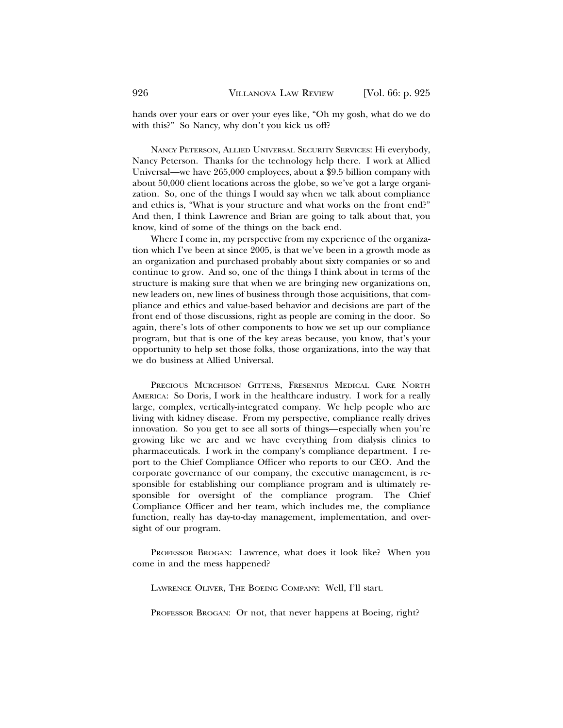hands over your ears or over your eyes like, "Oh my gosh, what do we do with this?" So Nancy, why don't you kick us off?

NANCY PETERSON, ALLIED UNIVERSAL SECURITY SERVICES: Hi everybody, Nancy Peterson. Thanks for the technology help there. I work at Allied Universal—we have 265,000 employees, about a $9.5 billion company with about 50,000 client locations across the globe, so we've got a large organization. So, one of the things I would say when we talk about compliance and ethics is, "What is your structure and what works on the front end?" And then, I think Lawrence and Brian are going to talk about that, you know, kind of some of the things on the back end.

Where I come in, my perspective from my experience of the organization which I've been at since 2005, is that we've been in a growth mode as an organization and purchased probably about sixty companies or so and continue to grow. And so, one of the things I think about in terms of the structure is making sure that when we are bringing new organizations on, new leaders on, new lines of business through those acquisitions, that compliance and ethics and value-based behavior and decisions are part of the front end of those discussions, right as people are coming in the door. So again, there's lots of other components to how we set up our compliance program, but that is one of the key areas because, you know, that's your opportunity to help set those folks, those organizations, into the way that we do business at Allied Universal.

PRECIOUS MURCHISON GITTENS, FRESENIUS MEDICAL CARE NORTH AMERICA: So Doris, I work in the healthcare industry. I work for a really large, complex, vertically-integrated company. We help people who are living with kidney disease. From my perspective, compliance really drives innovation. So you get to see all sorts of things—especially when you're growing like we are and we have everything from dialysis clinics to pharmaceuticals. I work in the company's compliance department. I report to the Chief Compliance Officer who reports to our CEO. And the corporate governance of our company, the executive management, is responsible for establishing our compliance program and is ultimately responsible for oversight of the compliance program. The Chief Compliance Officer and her team, which includes me, the compliance function, really has day-to-day management, implementation, and oversight of our program.

PROFESSOR BROGAN: Lawrence, what does it look like? When you come in and the mess happened?

LAWRENCE OLIVER, THE BOEING COMPANY: Well, I'll start.

PROFESSOR BROGAN: Or not, that never happens at Boeing, right?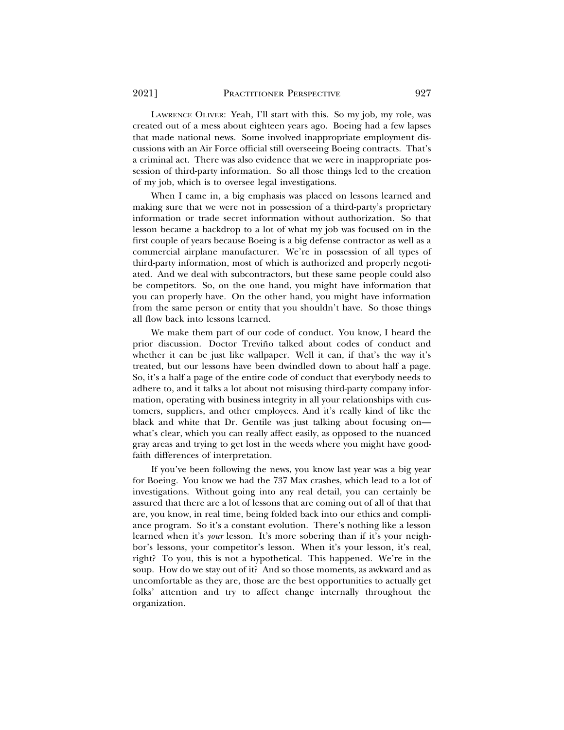LAWRENCE OLIVER: Yeah, I'll start with this. So my job, my role, was created out of a mess about eighteen years ago. Boeing had a few lapses that made national news. Some involved inappropriate employment discussions with an Air Force official still overseeing Boeing contracts. That's a criminal act. There was also evidence that we were in inappropriate possession of third-party information. So all those things led to the creation of my job, which is to oversee legal investigations.

When I came in, a big emphasis was placed on lessons learned and making sure that we were not in possession of a third-party's proprietary information or trade secret information without authorization. So that lesson became a backdrop to a lot of what my job was focused on in the first couple of years because Boeing is a big defense contractor as well as a commercial airplane manufacturer. We're in possession of all types of third-party information, most of which is authorized and properly negotiated. And we deal with subcontractors, but these same people could also be competitors. So, on the one hand, you might have information that you can properly have. On the other hand, you might have information from the same person or entity that you shouldn't have. So those things all flow back into lessons learned.

We make them part of our code of conduct. You know, I heard the prior discussion. Doctor Treviño talked about codes of conduct and whether it can be just like wallpaper. Well it can, if that's the way it's treated, but our lessons have been dwindled down to about half a page. So, it's a half a page of the entire code of conduct that everybody needs to adhere to, and it talks a lot about not misusing third-party company information, operating with business integrity in all your relationships with customers, suppliers, and other employees. And it's really kind of like the black and white that Dr. Gentile was just talking about focusing on—what's clear, which you can really affect easily, as opposed to the nuanced gray areas and trying to get lost in the weeds where you might have good-faith differences of interpretation.

If you've been following the news, you know last year was a big year for Boeing. You know we had the 737 Max crashes, which lead to a lot of investigations. Without going into any real detail, you can certainly be assured that there are a lot of lessons that are coming out of all of that that are, you know, in real time, being folded back into our ethics and compliance program. So it's a constant evolution. There's nothing like a lesson learned when it's *your* lesson. It's more sobering than if it's your neighbor's lessons, your competitor's lesson. When it's your lesson, it's real, right? To you, this is not a hypothetical. This happened. We're in the soup. How do we stay out of it? And so those moments, as awkward and as uncomfortable as they are, those are the best opportunities to actually get folks' attention and try to affect change internally throughout the organization.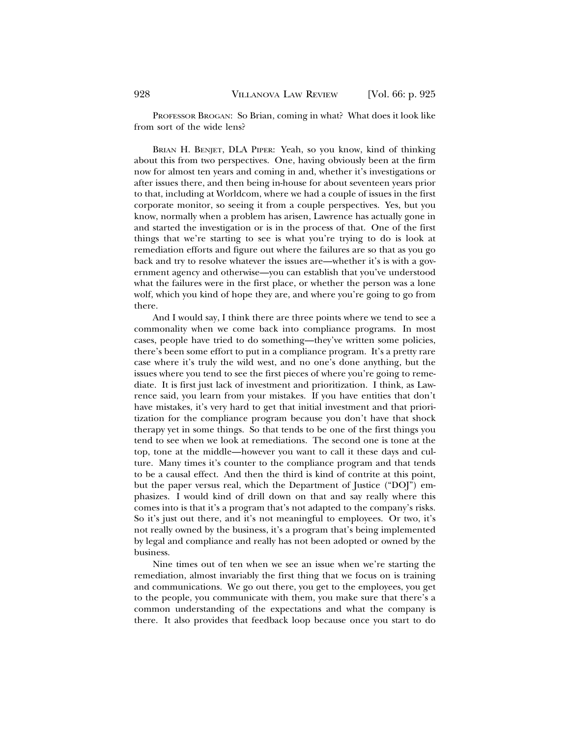PROFESSOR BROGAN: So Brian, coming in what? What does it look like from sort of the wide lens?

BRIAN H. BENJET, DLA PIPER: Yeah, so you know, kind of thinking about this from two perspectives. One, having obviously been at the firm now for almost ten years and coming in and, whether it's investigations or after issues there, and then being in-house for about seventeen years prior to that, including at Worldcom, where we had a couple of issues in the first corporate monitor, so seeing it from a couple perspectives. Yes, but you know, normally when a problem has arisen, Lawrence has actually gone in and started the investigation or is in the process of that. One of the first things that we're starting to see is what you're trying to do is look at remediation efforts and figure out where the failures are so that as you go back and try to resolve whatever the issues are—whether it's is with a government agency and otherwise—you can establish that you've understood what the failures were in the first place, or whether the person was a lone wolf, which you kind of hope they are, and where you're going to go from there.

And I would say, I think there are three points where we tend to see a commonality when we come back into compliance programs. In most cases, people have tried to do something—they've written some policies, there's been some effort to put in a compliance program. It's a pretty rare case where it's truly the wild west, and no one's done anything, but the issues where you tend to see the first pieces of where you're going to remediate. It is first just lack of investment and prioritization. I think, as Lawrence said, you learn from your mistakes. If you have entities that don't have mistakes, it's very hard to get that initial investment and that prioritization for the compliance program because you don't have that shock therapy yet in some things. So that tends to be one of the first things you tend to see when we look at remediations. The second one is tone at the top, tone at the middle—however you want to call it these days and culture. Many times it's counter to the compliance program and that tends to be a causal effect. And then the third is kind of contrite at this point, but the paper versus real, which the Department of Justice ("DOJ") emphasizes. I would kind of drill down on that and say really where this comes into is that it's a program that's not adapted to the company's risks. So it's just out there, and it's not meaningful to employees. Or two, it's not really owned by the business, it's a program that's being implemented by legal and compliance and really has not been adopted or owned by the business.

Nine times out of ten when we see an issue when we're starting the remediation, almost invariably the first thing that we focus on is training and communications. We go out there, you get to the employees, you get to the people, you communicate with them, you make sure that there's a common understanding of the expectations and what the company is there. It also provides that feedback loop because once you start to do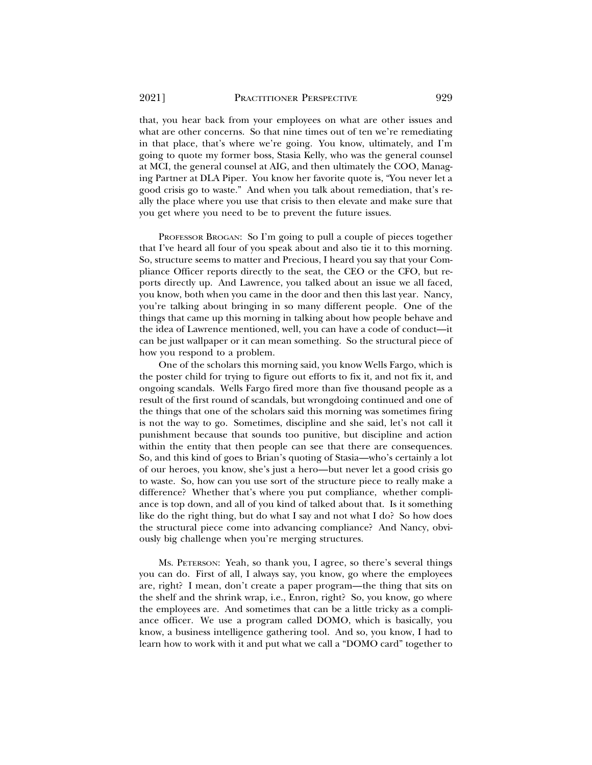that, you hear back from your employees on what are other issues and what are other concerns. So that nine times out of ten we're remediating in that place, that's where we're going. You know, ultimately, and I'm going to quote my former boss, Stasia Kelly, who was the general counsel at MCI, the general counsel at AIG, and then ultimately the COO, Managing Partner at DLA Piper. You know her favorite quote is, "You never let a good crisis go to waste." And when you talk about remediation, that's really the place where you use that crisis to then elevate and make sure that you get where you need to be to prevent the future issues.

PROFESSOR BROGAN: So I'm going to pull a couple of pieces together that I've heard all four of you speak about and also tie it to this morning. So, structure seems to matter and Precious, I heard you say that your Compliance Officer reports directly to the seat, the CEO or the CFO, but reports directly up. And Lawrence, you talked about an issue we all faced, you know, both when you came in the door and then this last year. Nancy, you're talking about bringing in so many different people. One of the things that came up this morning in talking about how people behave and the idea of Lawrence mentioned, well, you can have a code of conduct—it can be just wallpaper or it can mean something. So the structural piece of how you respond to a problem.

One of the scholars this morning said, you know Wells Fargo, which is the poster child for trying to figure out efforts to fix it, and not fix it, and ongoing scandals. Wells Fargo fired more than five thousand people as a result of the first round of scandals, but wrongdoing continued and one of the things that one of the scholars said this morning was sometimes firing is not the way to go. Sometimes, discipline and she said, let's not call it punishment because that sounds too punitive, but discipline and action within the entity that then people can see that there are consequences. So, and this kind of goes to Brian's quoting of Stasia—who's certainly a lot of our heroes, you know, she's just a hero—but never let a good crisis go to waste. So, how can you use sort of the structure piece to really make a difference? Whether that's where you put compliance, whether compliance is top down, and all of you kind of talked about that. Is it something like do the right thing, but do what I say and not what I do? So how does the structural piece come into advancing compliance? And Nancy, obviously big challenge when you're merging structures.

MS. PETERSON: Yeah, so thank you, I agree, so there's several things you can do. First of all, I always say, you know, go where the employees are, right? I mean, don't create a paper program—the thing that sits on the shelf and the shrink wrap, i.e., Enron, right? So, you know, go where the employees are. And sometimes that can be a little tricky as a compliance officer. We use a program called DOMO, which is basically, you know, a business intelligence gathering tool. And so, you know, I had to learn how to work with it and put what we call a "DOMO card" together to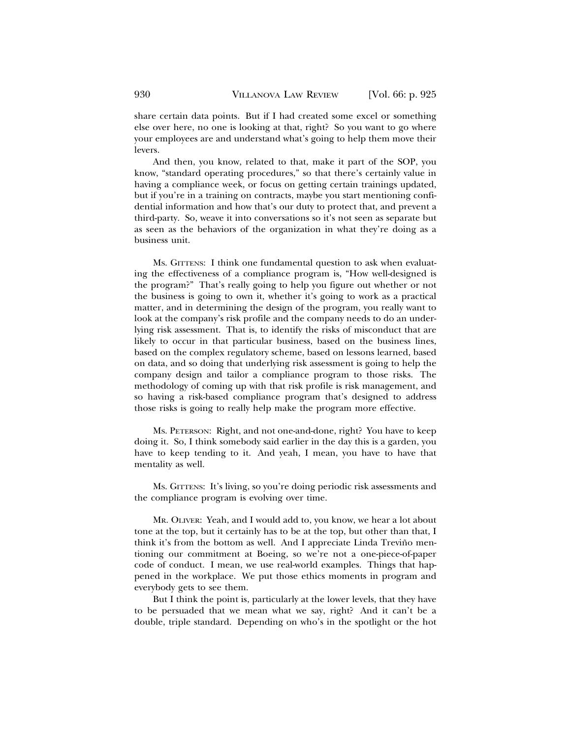share certain data points. But if I had created some excel or something else over here, no one is looking at that, right? So you want to go where your employees are and understand what's going to help them move their levers.

And then, you know, related to that, make it part of the SOP, you know, "standard operating procedures," so that there's certainly value in having a compliance week, or focus on getting certain trainings updated, but if you're in a training on contracts, maybe you start mentioning confidential information and how that's our duty to protect that, and prevent a third-party. So, weave it into conversations so it's not seen as separate but as seen as the behaviors of the organization in what they're doing as a business unit.

MS. GITTENS: I think one fundamental question to ask when evaluating the effectiveness of a compliance program is, "How well-designed is the program?" That's really going to help you figure out whether or not the business is going to own it, whether it's going to work as a practical matter, and in determining the design of the program, you really want to look at the company's risk profile and the company needs to do an underlying risk assessment. That is, to identify the risks of misconduct that are likely to occur in that particular business, based on the business lines, based on the complex regulatory scheme, based on lessons learned, based on data, and so doing that underlying risk assessment is going to help the company design and tailor a compliance program to those risks. The methodology of coming up with that risk profile is risk management, and so having a risk-based compliance program that's designed to address those risks is going to really help make the program more effective.

MS. PETERSON: Right, and not one-and-done, right? You have to keep doing it. So, I think somebody said earlier in the day this is a garden, you have to keep tending to it. And yeah, I mean, you have to have that mentality as well.

MS. GITTENS: It's living, so you're doing periodic risk assessments and the compliance program is evolving over time.

MR. OLIVER: Yeah, and I would add to, you know, we hear a lot about tone at the top, but it certainly has to be at the top, but other than that, I think it's from the bottom as well. And I appreciate Linda Treviño mentioning our commitment at Boeing, so we're not a one-piece-of-paper code of conduct. I mean, we use real-world examples. Things that happened in the workplace. We put those ethics moments in program and everybody gets to see them.

But I think the point is, particularly at the lower levels, that they have to be persuaded that we mean what we say, right? And it can't be a double, triple standard. Depending on who's in the spotlight or the hot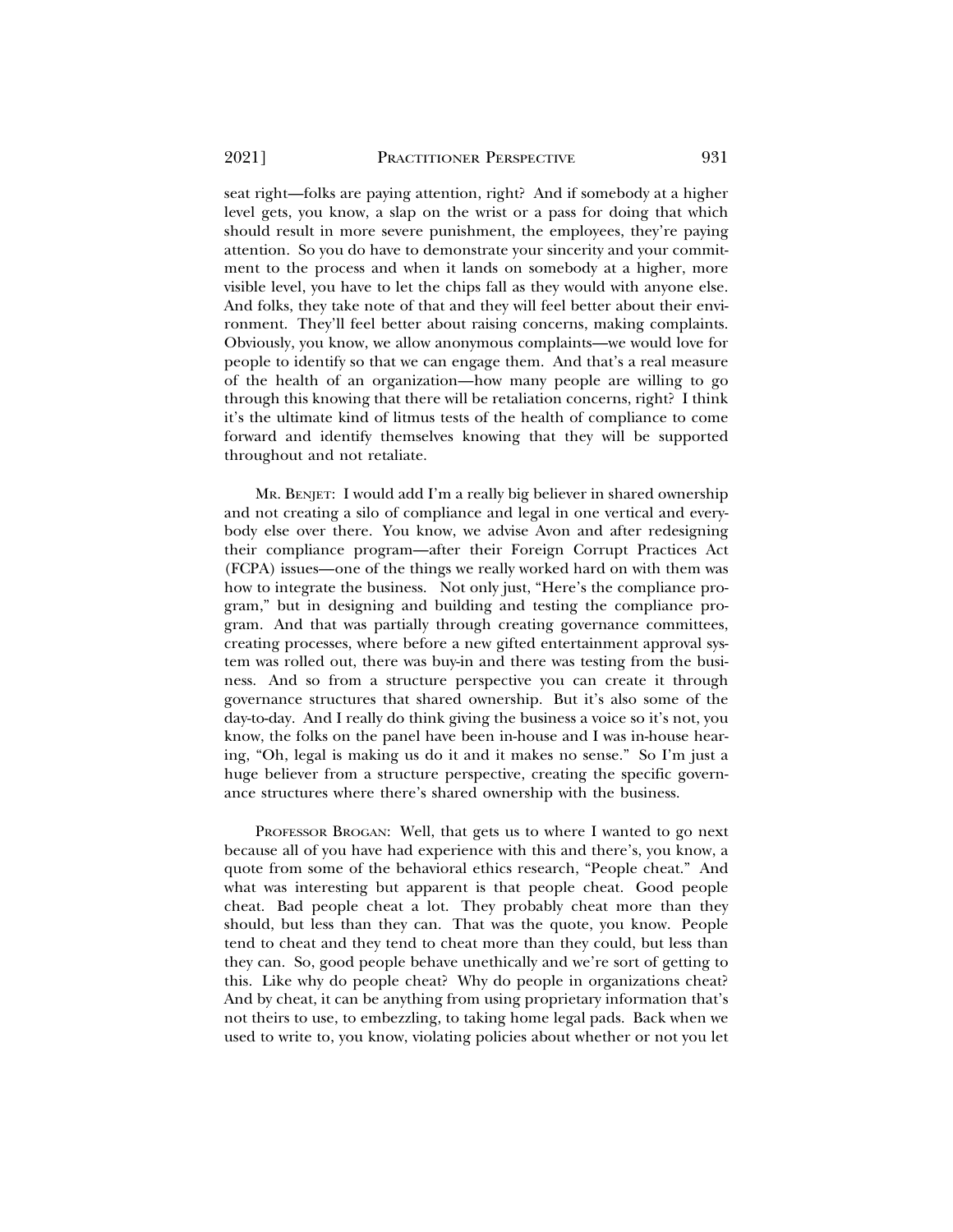seat right—folks are paying attention, right? And if somebody at a higher level gets, you know, a slap on the wrist or a pass for doing that which should result in more severe punishment, the employees, they're paying attention. So you do have to demonstrate your sincerity and your commitment to the process and when it lands on somebody at a higher, more visible level, you have to let the chips fall as they would with anyone else. And folks, they take note of that and they will feel better about their environment. They'll feel better about raising concerns, making complaints. Obviously, you know, we allow anonymous complaints—we would love for people to identify so that we can engage them. And that's a real measure of the health of an organization—how many people are willing to go through this knowing that there will be retaliation concerns, right? I think it's the ultimate kind of litmus tests of the health of compliance to come forward and identify themselves knowing that they will be supported throughout and not retaliate.

MR. BENJET: I would add I'm a really big believer in shared ownership and not creating a silo of compliance and legal in one vertical and everybody else over there. You know, we advise Avon and after redesigning their compliance program—after their Foreign Corrupt Practices Act (FCPA) issues—one of the things we really worked hard on with them was how to integrate the business. Not only just, "Here's the compliance program," but in designing and building and testing the compliance program. And that was partially through creating governance committees, creating processes, where before a new gifted entertainment approval system was rolled out, there was buy-in and there was testing from the business. And so from a structure perspective you can create it through governance structures that shared ownership. But it's also some of the day-to-day. And I really do think giving the business a voice so it's not, you know, the folks on the panel have been in-house and I was in-house hearing, "Oh, legal is making us do it and it makes no sense." So I'm just a huge believer from a structure perspective, creating the specific governance structures where there's shared ownership with the business.

PROFESSOR BROGAN: Well, that gets us to where I wanted to go next because all of you have had experience with this and there's, you know, a quote from some of the behavioral ethics research, "People cheat." And what was interesting but apparent is that people cheat. Good people cheat. Bad people cheat a lot. They probably cheat more than they should, but less than they can. That was the quote, you know. People tend to cheat and they tend to cheat more than they could, but less than they can. So, good people behave unethically and we're sort of getting to this. Like why do people cheat? Why do people in organizations cheat? And by cheat, it can be anything from using proprietary information that's not theirs to use, to embezzling, to taking home legal pads. Back when we used to write to, you know, violating policies about whether or not you let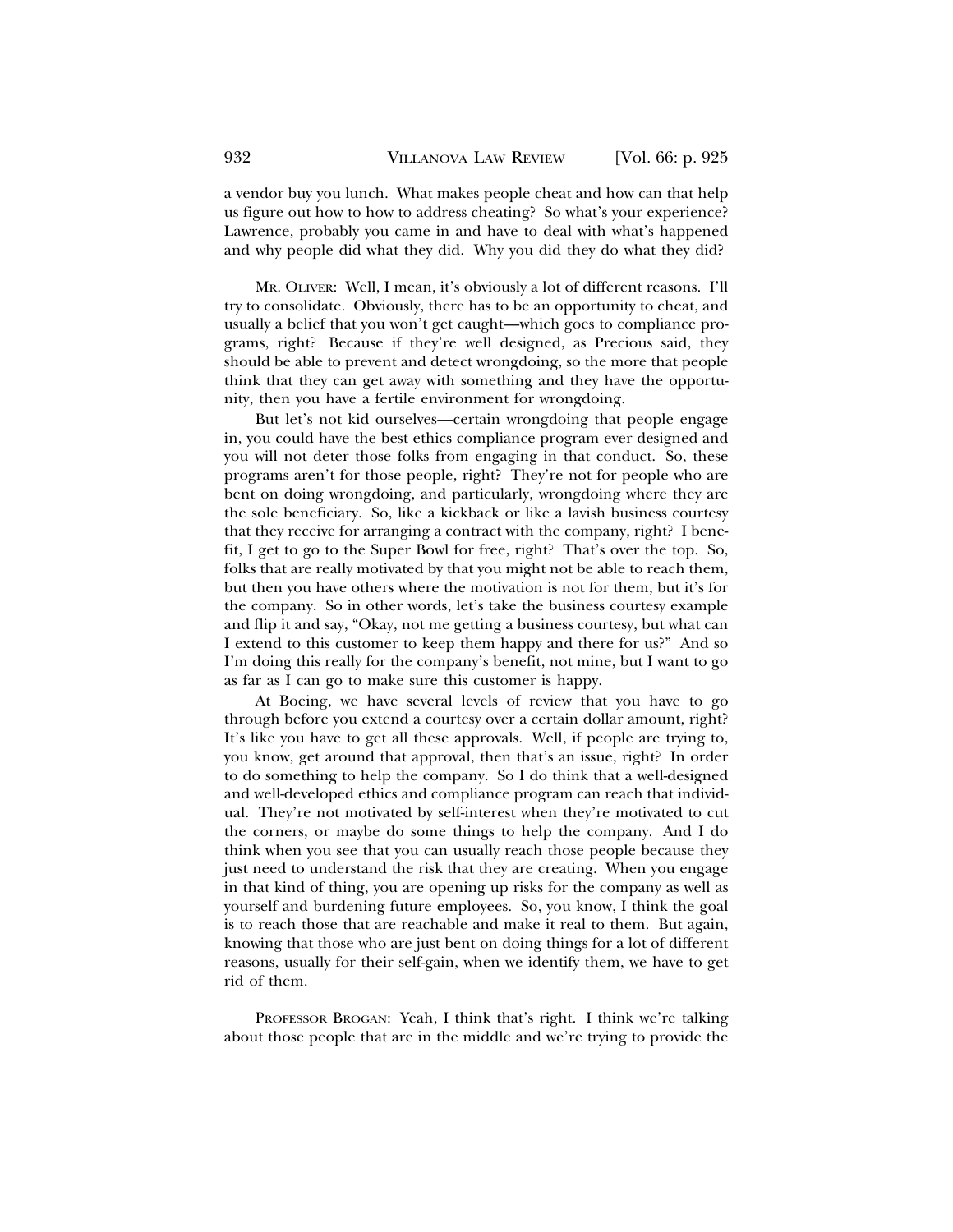a vendor buy you lunch. What makes people cheat and how can that help us figure out how to how to address cheating? So what's your experience? Lawrence, probably you came in and have to deal with what's happened and why people did what they did. Why you did they do what they did?

MR. OLIVER: Well, I mean, it's obviously a lot of different reasons. I'll try to consolidate. Obviously, there has to be an opportunity to cheat, and usually a belief that you won't get caught—which goes to compliance programs, right? Because if they're well designed, as Precious said, they should be able to prevent and detect wrongdoing, so the more that people think that they can get away with something and they have the opportunity, then you have a fertile environment for wrongdoing.

But let's not kid ourselves—certain wrongdoing that people engage in, you could have the best ethics compliance program ever designed and you will not deter those folks from engaging in that conduct. So, these programs aren't for those people, right? They're not for people who are bent on doing wrongdoing, and particularly, wrongdoing where they are the sole beneficiary. So, like a kickback or like a lavish business courtesy that they receive for arranging a contract with the company, right? I benefit, I get to go to the Super Bowl for free, right? That's over the top. So, folks that are really motivated by that you might not be able to reach them, but then you have others where the motivation is not for them, but it's for the company. So in other words, let's take the business courtesy example and flip it and say, "Okay, not me getting a business courtesy, but what can I extend to this customer to keep them happy and there for us?" And so I'm doing this really for the company's benefit, not mine, but I want to go as far as I can go to make sure this customer is happy.

At Boeing, we have several levels of review that you have to go through before you extend a courtesy over a certain dollar amount, right? It's like you have to get all these approvals. Well, if people are trying to, you know, get around that approval, then that's an issue, right? In order to do something to help the company. So I do think that a well-designed and well-developed ethics and compliance program can reach that individual. They're not motivated by self-interest when they're motivated to cut the corners, or maybe do some things to help the company. And I do think when you see that you can usually reach those people because they just need to understand the risk that they are creating. When you engage in that kind of thing, you are opening up risks for the company as well as yourself and burdening future employees. So, you know, I think the goal is to reach those that are reachable and make it real to them. But again, knowing that those who are just bent on doing things for a lot of different reasons, usually for their self-gain, when we identify them, we have to get rid of them.

PROFESSOR BROGAN: Yeah, I think that's right. I think we're talking about those people that are in the middle and we're trying to provide the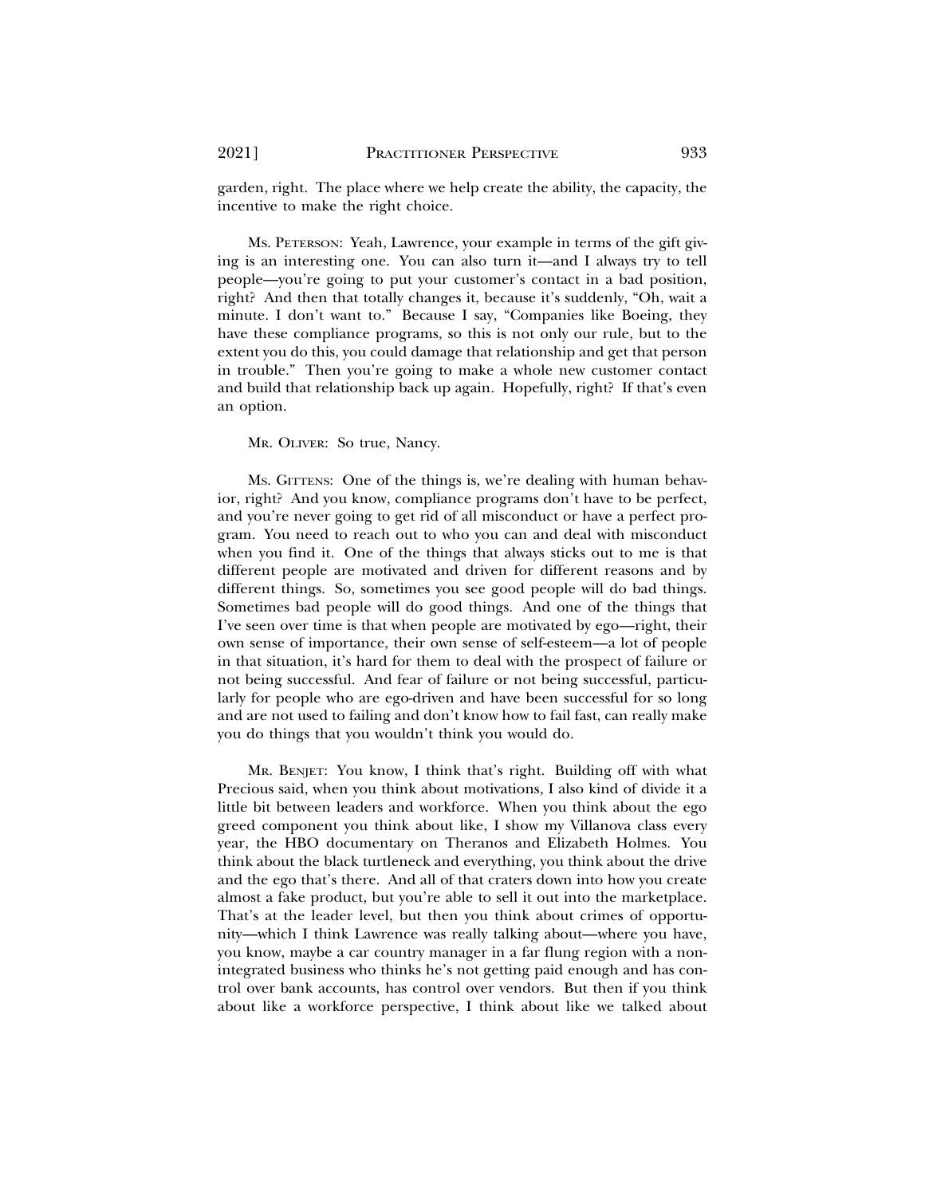garden, right. The place where we help create the ability, the capacity, the incentive to make the right choice.

MS. PETERSON: Yeah, Lawrence, your example in terms of the gift giving is an interesting one. You can also turn it—and I always try to tell people—you're going to put your customer's contact in a bad position, right? And then that totally changes it, because it's suddenly, "Oh, wait a minute. I don't want to." Because I say, "Companies like Boeing, they have these compliance programs, so this is not only our rule, but to the extent you do this, you could damage that relationship and get that person in trouble." Then you're going to make a whole new customer contact and build that relationship back up again. Hopefully, right? If that's even an option.

MR. OLIVER: So true, Nancy.

MS. GITTENS: One of the things is, we're dealing with human behavior, right? And you know, compliance programs don't have to be perfect, and you're never going to get rid of all misconduct or have a perfect program. You need to reach out to who you can and deal with misconduct when you find it. One of the things that always sticks out to me is that different people are motivated and driven for different reasons and by different things. So, sometimes you see good people will do bad things. Sometimes bad people will do good things. And one of the things that I've seen over time is that when people are motivated by ego—right, their own sense of importance, their own sense of self-esteem—a lot of people in that situation, it's hard for them to deal with the prospect of failure or not being successful. And fear of failure or not being successful, particularly for people who are ego-driven and have been successful for so long and are not used to failing and don't know how to fail fast, can really make you do things that you wouldn't think you would do.

MR. BENJET: You know, I think that's right. Building off with what Precious said, when you think about motivations, I also kind of divide it a little bit between leaders and workforce. When you think about the ego greed component you think about like, I show my Villanova class every year, the HBO documentary on Theranos and Elizabeth Holmes. You think about the black turtleneck and everything, you think about the drive and the ego that's there. And all of that craters down into how you create almost a fake product, but you're able to sell it out into the marketplace. That's at the leader level, but then you think about crimes of opportunity—which I think Lawrence was really talking about—where you have, you know, maybe a car country manager in a far flung region with a non-integrated business who thinks he's not getting paid enough and has control over bank accounts, has control over vendors. But then if you think about like a workforce perspective, I think about like we talked about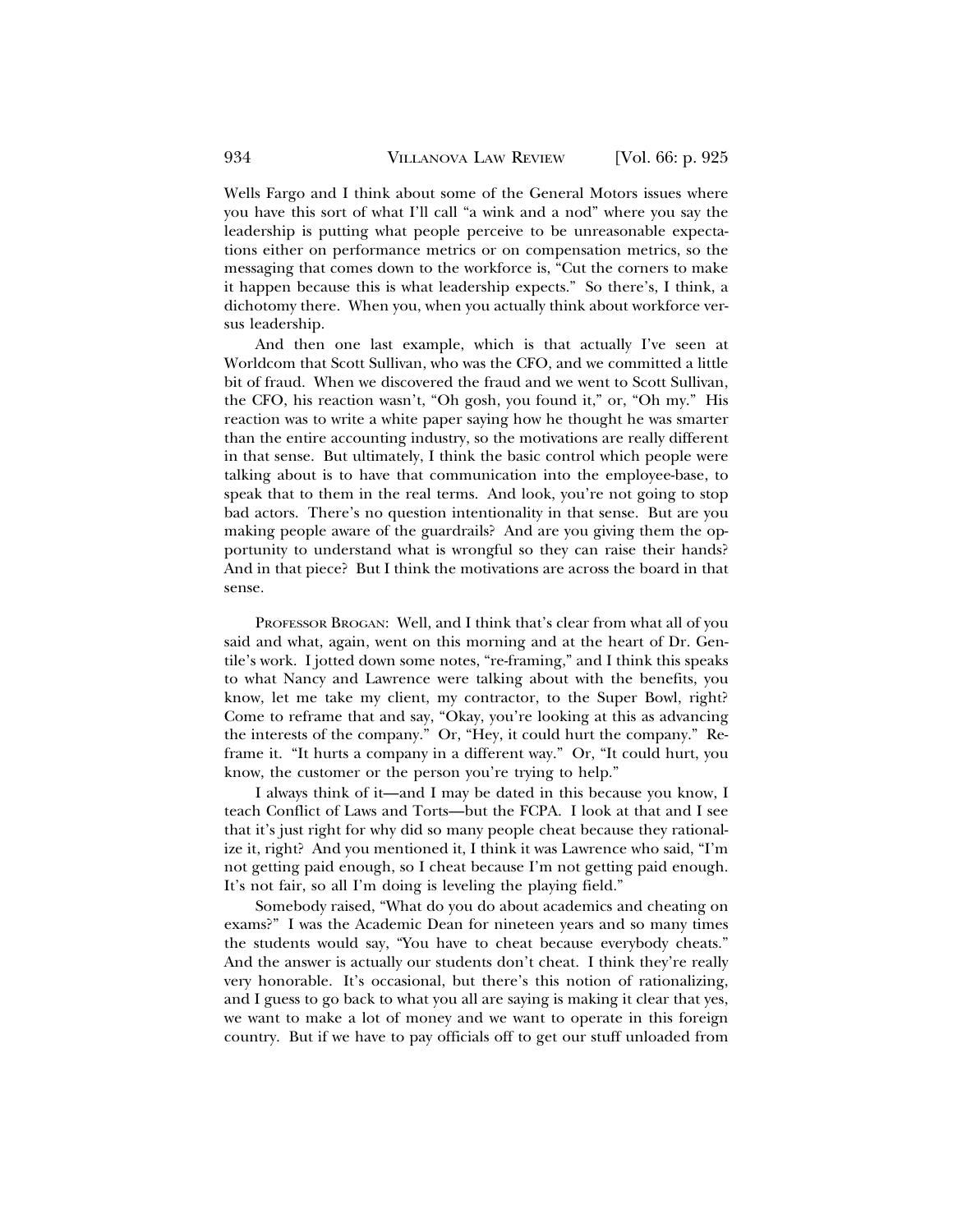Wells Fargo and I think about some of the General Motors issues where you have this sort of what I'll call "a wink and a nod" where you say the leadership is putting what people perceive to be unreasonable expectations either on performance metrics or on compensation metrics, so the messaging that comes down to the workforce is, "Cut the corners to make it happen because this is what leadership expects." So there's, I think, a dichotomy there. When you, when you actually think about workforce versus leadership.

And then one last example, which is that actually I've seen at Worldcom that Scott Sullivan, who was the CFO, and we committed a little bit of fraud. When we discovered the fraud and we went to Scott Sullivan, the CFO, his reaction wasn't, "Oh gosh, you found it," or, "Oh my." His reaction was to write a white paper saying how he thought he was smarter than the entire accounting industry, so the motivations are really different in that sense. But ultimately, I think the basic control which people were talking about is to have that communication into the employee-base, to speak that to them in the real terms. And look, you're not going to stop bad actors. There's no question intentionality in that sense. But are you making people aware of the guardrails? And are you giving them the opportunity to understand what is wrongful so they can raise their hands? And in that piece? But I think the motivations are across the board in that sense.

PROFESSOR BROGAN: Well, and I think that's clear from what all of you said and what, again, went on this morning and at the heart of Dr. Gentile's work. I jotted down some notes, "re-framing," and I think this speaks to what Nancy and Lawrence were talking about with the benefits, you know, let me take my client, my contractor, to the Super Bowl, right? Come to reframe that and say, "Okay, you're looking at this as advancing the interests of the company." Or, "Hey, it could hurt the company." Reframe it. "It hurts a company in a different way." Or, "It could hurt, you know, the customer or the person you're trying to help."

I always think of it—and I may be dated in this because you know, I teach Conflict of Laws and Torts—but the FCPA. I look at that and I see that it's just right for why did so many people cheat because they rationalize it, right? And you mentioned it, I think it was Lawrence who said, "I'm not getting paid enough, so I cheat because I'm not getting paid enough. It's not fair, so all I'm doing is leveling the playing field."

Somebody raised, "What do you do about academics and cheating on exams?" I was the Academic Dean for nineteen years and so many times the students would say, "You have to cheat because everybody cheats." And the answer is actually our students don't cheat. I think they're really very honorable. It's occasional, but there's this notion of rationalizing, and I guess to go back to what you all are saying is making it clear that yes, we want to make a lot of money and we want to operate in this foreign country. But if we have to pay officials off to get our stuff unloaded from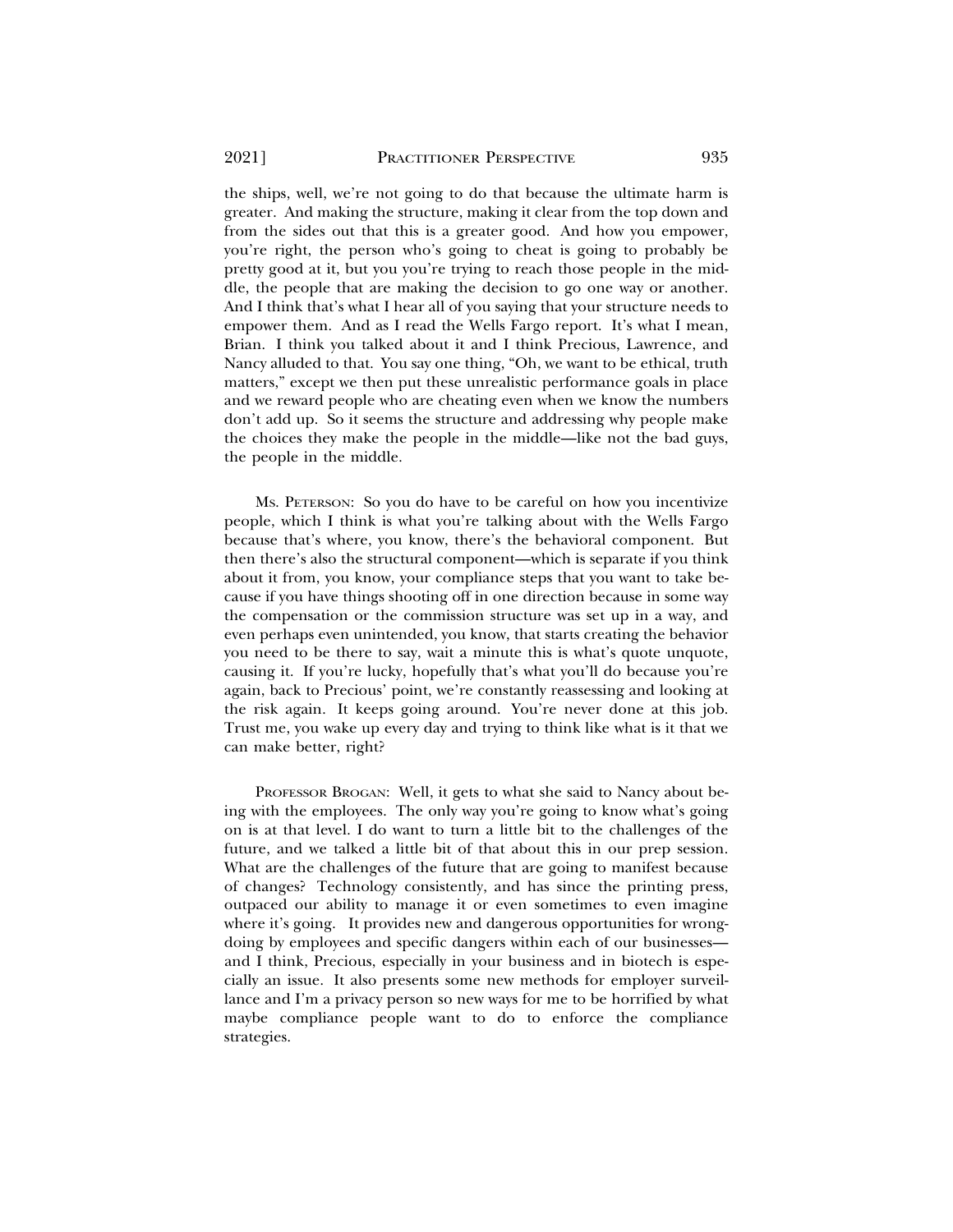the ships, well, we're not going to do that because the ultimate harm is greater. And making the structure, making it clear from the top down and from the sides out that this is a greater good. And how you empower, you're right, the person who's going to cheat is going to probably be pretty good at it, but you you're trying to reach those people in the middle, the people that are making the decision to go one way or another. And I think that's what I hear all of you saying that your structure needs to empower them. And as I read the Wells Fargo report. It's what I mean, Brian. I think you talked about it and I think Precious, Lawrence, and Nancy alluded to that. You say one thing, "Oh, we want to be ethical, truth matters," except we then put these unrealistic performance goals in place and we reward people who are cheating even when we know the numbers don't add up. So it seems the structure and addressing why people make the choices they make the people in the middle—like not the bad guys, the people in the middle.

MS. PETERSON: So you do have to be careful on how you incentivize people, which I think is what you're talking about with the Wells Fargo because that's where, you know, there's the behavioral component. But then there's also the structural component—which is separate if you think about it from, you know, your compliance steps that you want to take because if you have things shooting off in one direction because in some way the compensation or the commission structure was set up in a way, and even perhaps even unintended, you know, that starts creating the behavior you need to be there to say, wait a minute this is what's quote unquote, causing it. If you're lucky, hopefully that's what you'll do because you're again, back to Precious' point, we're constantly reassessing and looking at the risk again. It keeps going around. You're never done at this job. Trust me, you wake up every day and trying to think like what is it that we can make better, right?

PROFESSOR BROGAN: Well, it gets to what she said to Nancy about being with the employees. The only way you're going to know what's going on is at that level. I do want to turn a little bit to the challenges of the future, and we talked a little bit of that about this in our prep session. What are the challenges of the future that are going to manifest because of changes? Technology consistently, and has since the printing press, outpaced our ability to manage it or even sometimes to even imagine where it's going. It provides new and dangerous opportunities for wrongdoing by employees and specific dangers within each of our businesses—and I think, Precious, especially in your business and in biotech is especially an issue. It also presents some new methods for employer surveillance and I'm a privacy person so new ways for me to be horrified by what maybe compliance people want to do to enforce the compliance strategies.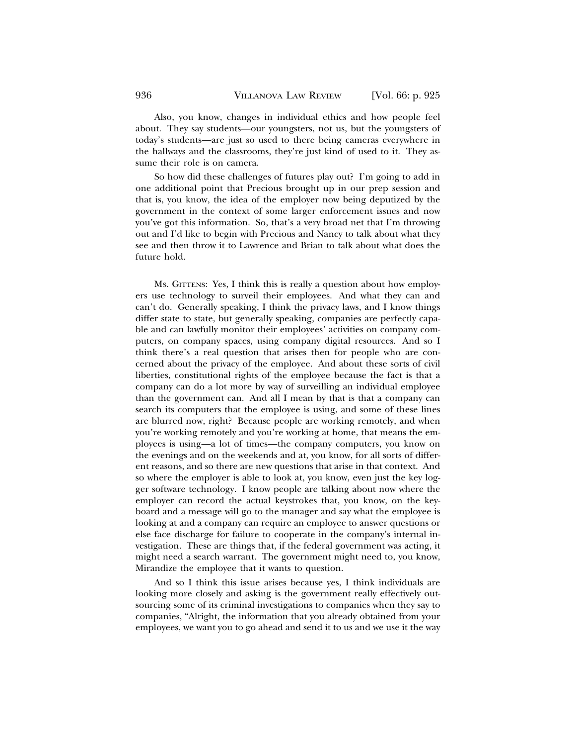Also, you know, changes in individual ethics and how people feel about. They say students—our youngsters, not us, but the youngsters of today's students—are just so used to there being cameras everywhere in the hallways and the classrooms, they're just kind of used to it. They assume their role is on camera.

So how did these challenges of futures play out? I'm going to add in one additional point that Precious brought up in our prep session and that is, you know, the idea of the employer now being deputized by the government in the context of some larger enforcement issues and now you've got this information. So, that's a very broad net that I'm throwing out and I'd like to begin with Precious and Nancy to talk about what they see and then throw it to Lawrence and Brian to talk about what does the future hold.

MS. GITTENS: Yes, I think this is really a question about how employers use technology to surveil their employees. And what they can and can't do. Generally speaking, I think the privacy laws, and I know things differ state to state, but generally speaking, companies are perfectly capable and can lawfully monitor their employees' activities on company computers, on company spaces, using company digital resources. And so I think there's a real question that arises then for people who are concerned about the privacy of the employee. And about these sorts of civil liberties, constitutional rights of the employee because the fact is that a company can do a lot more by way of surveilling an individual employee than the government can. And all I mean by that is that a company can search its computers that the employee is using, and some of these lines are blurred now, right? Because people are working remotely, and when you're working remotely and you're working at home, that means the employees is using—a lot of times—the company computers, you know on the evenings and on the weekends and at, you know, for all sorts of different reasons, and so there are new questions that arise in that context. And so where the employer is able to look at, you know, even just the key logger software technology. I know people are talking about now where the employer can record the actual keystrokes that, you know, on the keyboard and a message will go to the manager and say what the employee is looking at and a company can require an employee to answer questions or else face discharge for failure to cooperate in the company's internal investigation. These are things that, if the federal government was acting, it might need a search warrant. The government might need to, you know, Mirandize the employee that it wants to question.

And so I think this issue arises because yes, I think individuals are looking more closely and asking is the government really effectively outsourcing some of its criminal investigations to companies when they say to companies, "Alright, the information that you already obtained from your employees, we want you to go ahead and send it to us and we use it the way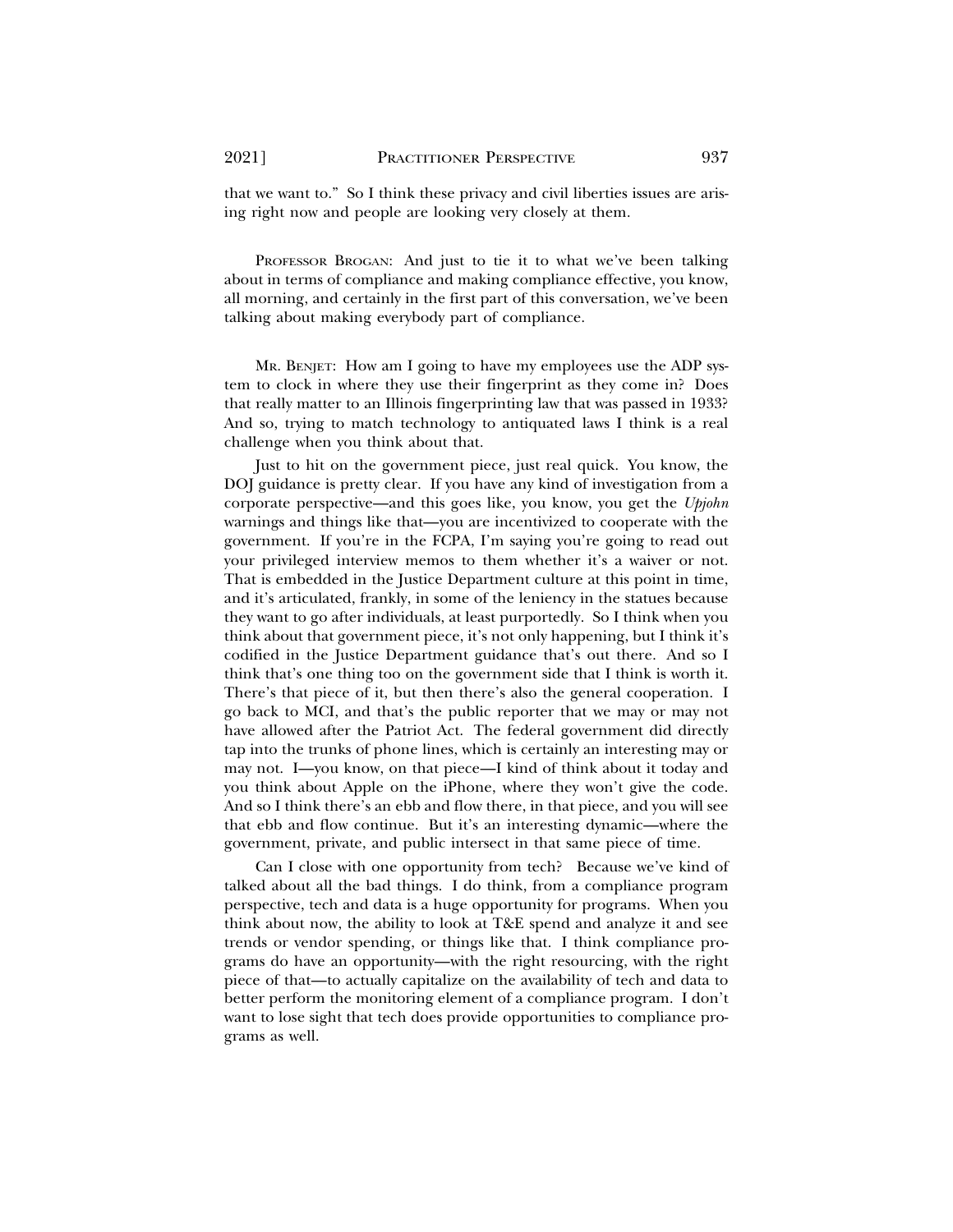that we want to." So I think these privacy and civil liberties issues are arising right now and people are looking very closely at them.

PROFESSOR BROGAN: And just to tie it to what we've been talking about in terms of compliance and making compliance effective, you know, all morning, and certainly in the first part of this conversation, we've been talking about making everybody part of compliance.

MR. BENJET: How am I going to have my employees use the ADP system to clock in where they use their fingerprint as they come in? Does that really matter to an Illinois fingerprinting law that was passed in 1933? And so, trying to match technology to antiquated laws I think is a real challenge when you think about that.

Just to hit on the government piece, just real quick. You know, the DOJ guidance is pretty clear. If you have any kind of investigation from a corporate perspective—and this goes like, you know, you get the *Upjohn* warnings and things like that—you are incentivized to cooperate with the government. If you're in the FCPA, I'm saying you're going to read out your privileged interview memos to them whether it's a waiver or not. That is embedded in the Justice Department culture at this point in time, and it's articulated, frankly, in some of the leniency in the statues because they want to go after individuals, at least purportedly. So I think when you think about that government piece, it's not only happening, but I think it's codified in the Justice Department guidance that's out there. And so I think that's one thing too on the government side that I think is worth it. There's that piece of it, but then there's also the general cooperation. I go back to MCI, and that's the public reporter that we may or may not have allowed after the Patriot Act. The federal government did directly tap into the trunks of phone lines, which is certainly an interesting may or may not. I—you know, on that piece—I kind of think about it today and you think about Apple on the iPhone, where they won't give the code. And so I think there's an ebb and flow there, in that piece, and you will see that ebb and flow continue. But it's an interesting dynamic—where the government, private, and public intersect in that same piece of time.

Can I close with one opportunity from tech? Because we've kind of talked about all the bad things. I do think, from a compliance program perspective, tech and data is a huge opportunity for programs. When you think about now, the ability to look at T&E spend and analyze it and see trends or vendor spending, or things like that. I think compliance programs do have an opportunity—with the right resourcing, with the right piece of that—to actually capitalize on the availability of tech and data to better perform the monitoring element of a compliance program. I don't want to lose sight that tech does provide opportunities to compliance programs as well.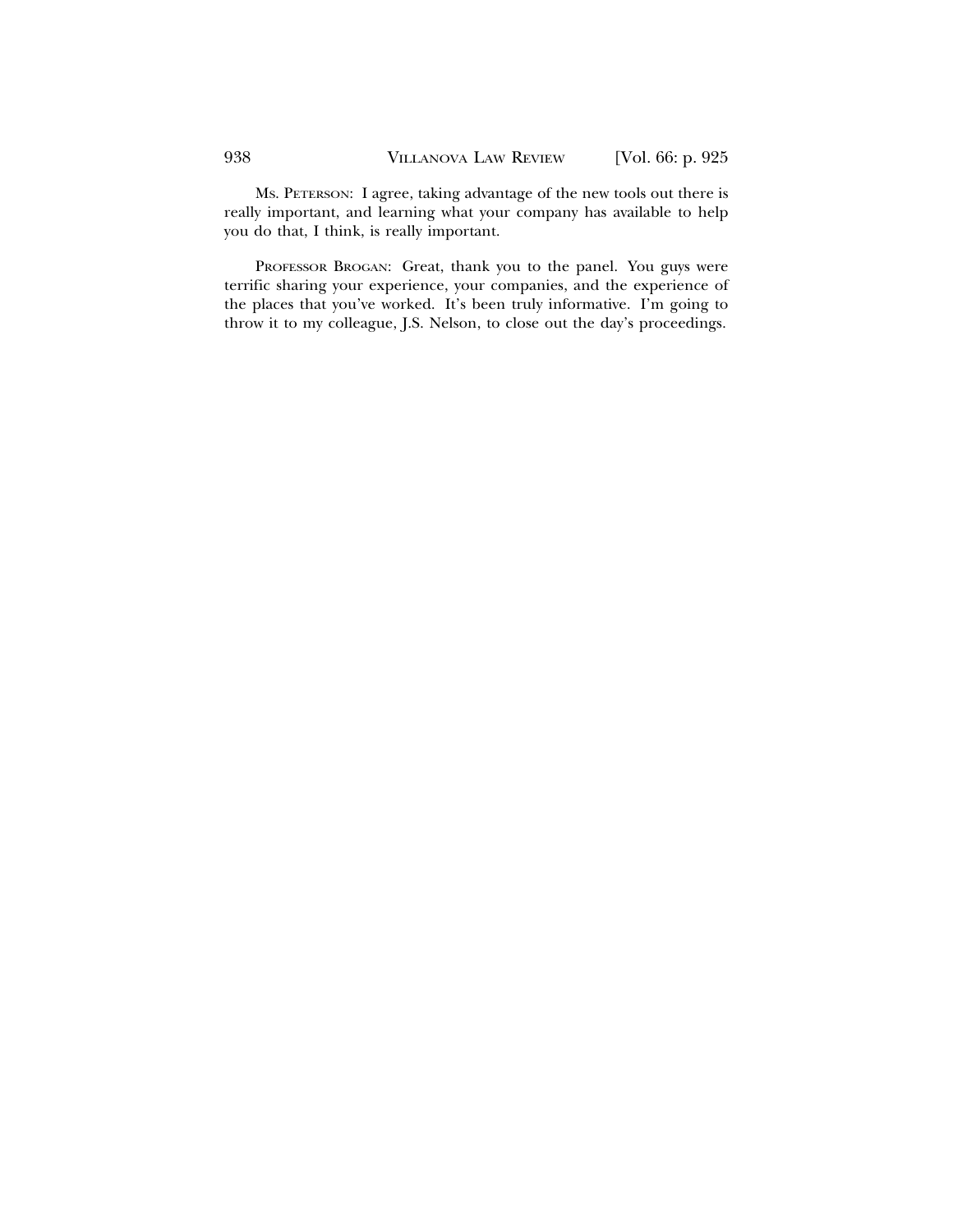MS. PETERSON: I agree, taking advantage of the new tools out there is really important, and learning what your company has available to help you do that, I think, is really important.

PROFESSOR BROGAN: Great, thank you to the panel. You guys were terrific sharing your experience, your companies, and the experience of the places that you've worked. It's been truly informative. I'm going to throw it to my colleague, J.S. Nelson, to close out the day's proceedings.